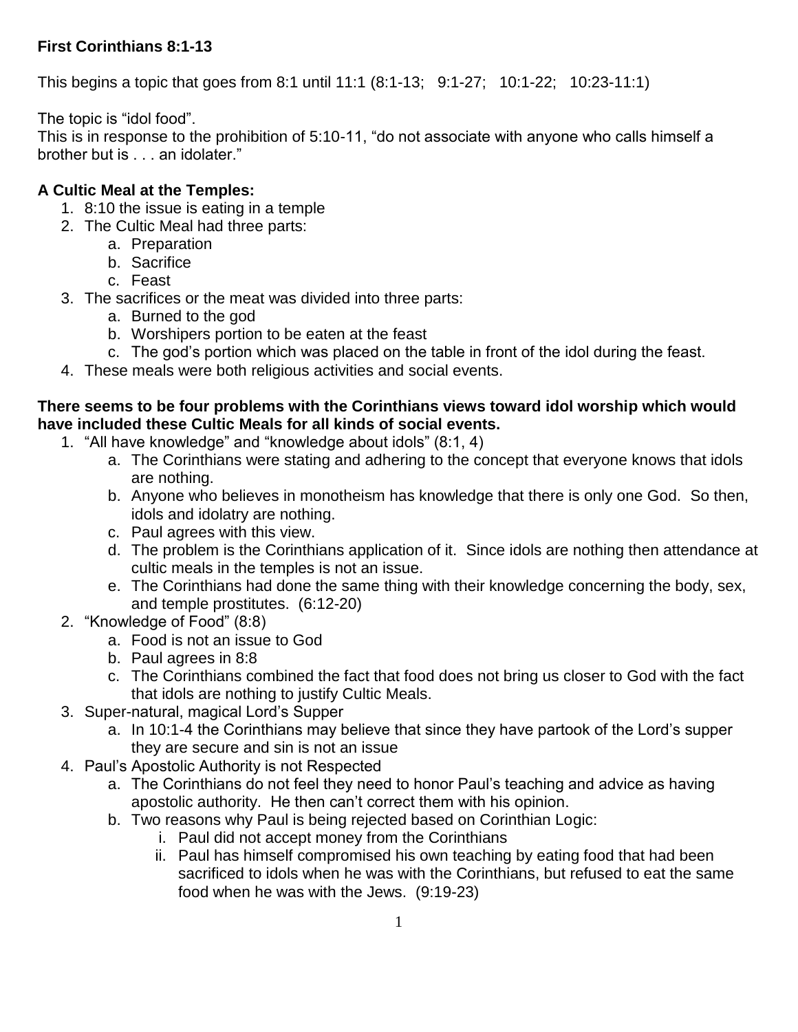**First Corinthians 8:1-13**

This begins a topic that goes from 8:1 until 11:1 (8:1-13; 9:1-27; 10:1-22; 10:23-11:1)

The topic is "idol food".
This is in response to the prohibition of 5:10-11, "do not associate with anyone who calls himself a brother but is . . . an idolater."

**A Cultic Meal at the Temples:**

1. 8:10 the issue is eating in a temple
2. The Cultic Meal had three parts:
    a. Preparation
    b. Sacrifice
    c. Feast
3. The sacrifices or the meat was divided into three parts:
    a. Burned to the god
    b. Worshipers portion to be eaten at the feast
    c. The god's portion which was placed on the table in front of the idol during the feast.
4. These meals were both religious activities and social events.

**There seems to be four problems with the Corinthians views toward idol worship which would have included these Cultic Meals for all kinds of social events.**

1. "All have knowledge" and "knowledge about idols" (8:1, 4)
    a. The Corinthians were stating and adhering to the concept that everyone knows that idols are nothing.
    b. Anyone who believes in monotheism has knowledge that there is only one God. So then, idols and idolatry are nothing.
    c. Paul agrees with this view.
    d. The problem is the Corinthians application of it. Since idols are nothing then attendance at cultic meals in the temples is not an issue.
    e. The Corinthians had done the same thing with their knowledge concerning the body, sex, and temple prostitutes. (6:12-20)
2. "Knowledge of Food" (8:8)
    a. Food is not an issue to God
    b. Paul agrees in 8:8
    c. The Corinthians combined the fact that food does not bring us closer to God with the fact that idols are nothing to justify Cultic Meals.
3. Super-natural, magical Lord's Supper
    a. In 10:1-4 the Corinthians may believe that since they have partook of the Lord's supper they are secure and sin is not an issue
4. Paul's Apostolic Authority is not Respected
    a. The Corinthians do not feel they need to honor Paul's teaching and advice as having apostolic authority. He then can't correct them with his opinion.
    b. Two reasons why Paul is being rejected based on Corinthian Logic:
        i. Paul did not accept money from the Corinthians
        ii. Paul has himself compromised his own teaching by eating food that had been sacrificed to idols when he was with the Corinthians, but refused to eat the same food when he was with the Jews. (9:19-23)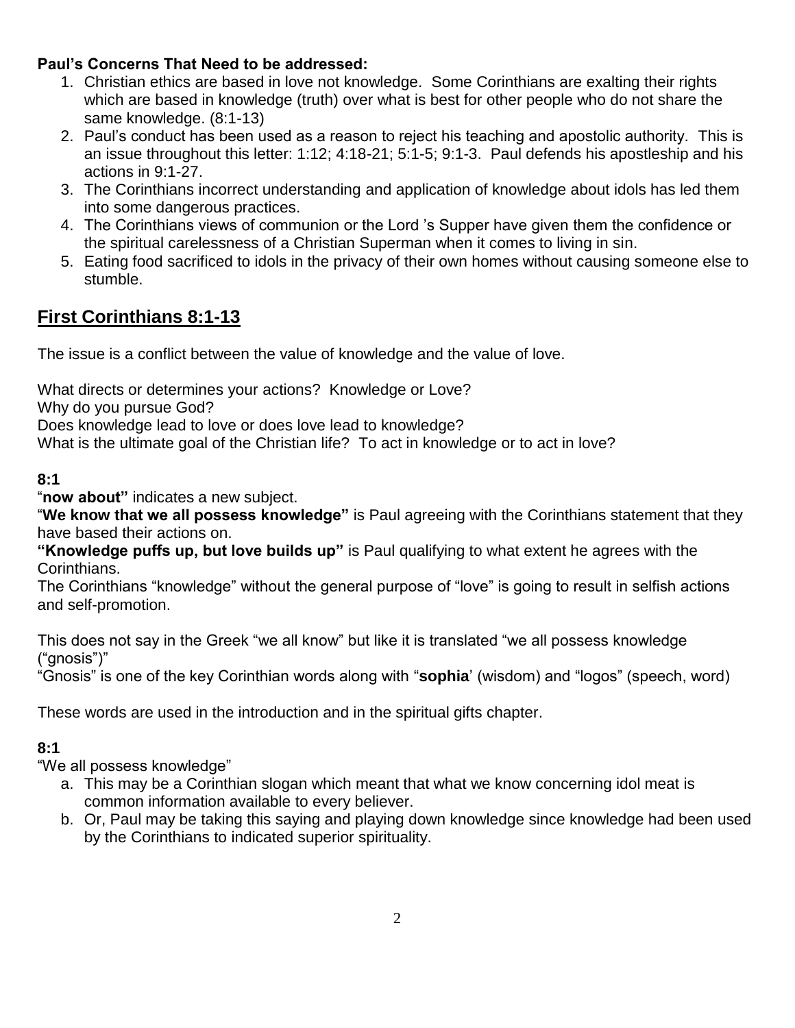**Paul's Concerns That Need to be addressed:**

1. Christian ethics are based in love not knowledge. Some Corinthians are exalting their rights which are based in knowledge (truth) over what is best for other people who do not share the same knowledge. (8:1-13)
2. Paul's conduct has been used as a reason to reject his teaching and apostolic authority. This is an issue throughout this letter: 1:12; 4:18-21; 5:1-5; 9:1-3. Paul defends his apostleship and his actions in 9:1-27.
3. The Corinthians incorrect understanding and application of knowledge about idols has led them into some dangerous practices.
4. The Corinthians views of communion or the Lord 's Supper have given them the confidence or the spiritual carelessness of a Christian Superman when it comes to living in sin.
5. Eating food sacrificed to idols in the privacy of their own homes without causing someone else to stumble.

## First Corinthians 8:1-13

The issue is a conflict between the value of knowledge and the value of love.

What directs or determines your actions? Knowledge or Love?
Why do you pursue God?
Does knowledge lead to love or does love lead to knowledge?
What is the ultimate goal of the Christian life? To act in knowledge or to act in love?

**8:1**

"**now about"** indicates a new subject.
"**We know that we all possess knowledge"** is Paul agreeing with the Corinthians statement that they have based their actions on.
**"Knowledge puffs up, but love builds up"** is Paul qualifying to what extent he agrees with the Corinthians.
The Corinthians "knowledge" without the general purpose of "love" is going to result in selfish actions and self-promotion.

This does not say in the Greek "we all know" but like it is translated "we all possess knowledge ("gnosis")"
"Gnosis" is one of the key Corinthian words along with "**sophia**' (wisdom) and "logos" (speech, word)

These words are used in the introduction and in the spiritual gifts chapter.

**8:1**

"We all possess knowledge"

a. This may be a Corinthian slogan which meant that what we know concerning idol meat is common information available to every believer.
b. Or, Paul may be taking this saying and playing down knowledge since knowledge had been used by the Corinthians to indicated superior spirituality.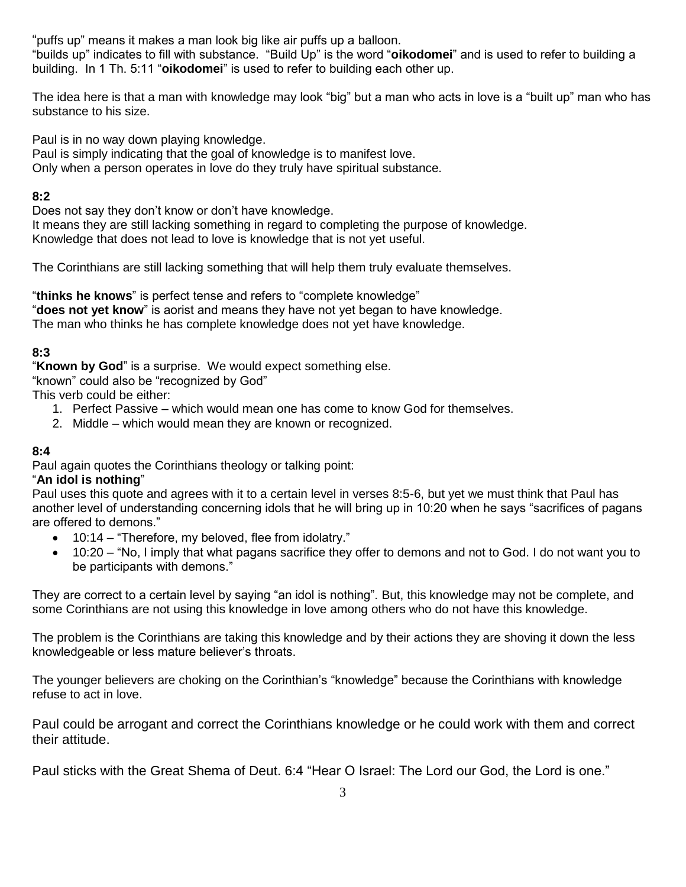"puffs up" means it makes a man look big like air puffs up a balloon.
"builds up" indicates to fill with substance. "Build Up" is the word "**oikodomei**" and is used to refer to building a building. In 1 Th. 5:11 "**oikodomei**" is used to refer to building each other up.

The idea here is that a man with knowledge may look "big" but a man who acts in love is a "built up" man who has substance to his size.

Paul is in no way down playing knowledge.
Paul is simply indicating that the goal of knowledge is to manifest love.
Only when a person operates in love do they truly have spiritual substance.

**8:2**
Does not say they don't know or don't have knowledge.
It means they are still lacking something in regard to completing the purpose of knowledge.
Knowledge that does not lead to love is knowledge that is not yet useful.

The Corinthians are still lacking something that will help them truly evaluate themselves.

"**thinks he knows**" is perfect tense and refers to "complete knowledge"
"**does not yet know**" is aorist and means they have not yet began to have knowledge.
The man who thinks he has complete knowledge does not yet have knowledge.

**8:3**
"**Known by God**" is a surprise. We would expect something else.
"known" could also be "recognized by God"
This verb could be either:

1. Perfect Passive – which would mean one has come to know God for themselves.
2. Middle – which would mean they are known or recognized.

**8:4**
Paul again quotes the Corinthians theology or talking point:
"**An idol is nothing**"
Paul uses this quote and agrees with it to a certain level in verses 8:5-6, but yet we must think that Paul has another level of understanding concerning idols that he will bring up in 10:20 when he says "sacrifices of pagans are offered to demons."

- 10:14 – "Therefore, my beloved, flee from idolatry."
- 10:20 – "No, I imply that what pagans sacrifice they offer to demons and not to God. I do not want you to be participants with demons."

They are correct to a certain level by saying "an idol is nothing". But, this knowledge may not be complete, and some Corinthians are not using this knowledge in love among others who do not have this knowledge.

The problem is the Corinthians are taking this knowledge and by their actions they are shoving it down the less knowledgeable or less mature believer's throats.

The younger believers are choking on the Corinthian's "knowledge" because the Corinthians with knowledge refuse to act in love.

Paul could be arrogant and correct the Corinthians knowledge or he could work with them and correct their attitude.

Paul sticks with the Great Shema of Deut. 6:4 "Hear O Israel: The Lord our God, the Lord is one."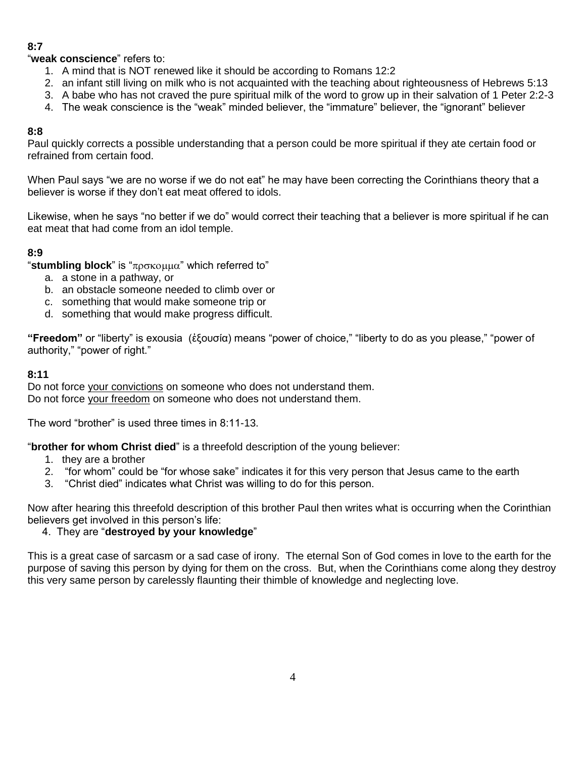**8:7**

"**weak conscience**" refers to:

1. A mind that is NOT renewed like it should be according to Romans 12:2
2. an infant still living on milk who is not acquainted with the teaching about righteousness of Hebrews 5:13
3. A babe who has not craved the pure spiritual milk of the word to grow up in their salvation of 1 Peter 2:2-3
4. The weak conscience is the "weak" minded believer, the "immature" believer, the "ignorant" believer

**8:8**

Paul quickly corrects a possible understanding that a person could be more spiritual if they ate certain food or refrained from certain food.

When Paul says "we are no worse if we do not eat" he may have been correcting the Corinthians theory that a believer is worse if they don't eat meat offered to idols.

Likewise, when he says "no better if we do" would correct their teaching that a believer is more spiritual if he can eat meat that had come from an idol temple.

**8:9**

"**stumbling block**" is "πρσκομμα" which referred to"

a. a stone in a pathway, or
b. an obstacle someone needed to climb over or
c. something that would make someone trip or
d. something that would make progress difficult.

**"Freedom"** or "liberty" is exousia (ἐξουσία) means "power of choice," "liberty to do as you please," "power of authority," "power of right."

**8:11**

Do not force <u>your convictions</u> on someone who does not understand them.
Do not force <u>your freedom</u> on someone who does not understand them.

The word "brother" is used three times in 8:11-13.

"**brother for whom Christ died**" is a threefold description of the young believer:

1. they are a brother
2. "for whom" could be "for whose sake" indicates it for this very person that Jesus came to the earth
3. "Christ died" indicates what Christ was willing to do for this person.

Now after hearing this threefold description of this brother Paul then writes what is occurring when the Corinthian believers get involved in this person's life:

4. They are "**destroyed by your knowledge**"

This is a great case of sarcasm or a sad case of irony. The eternal Son of God comes in love to the earth for the purpose of saving this person by dying for them on the cross. But, when the Corinthians come along they destroy this very same person by carelessly flaunting their thimble of knowledge and neglecting love.